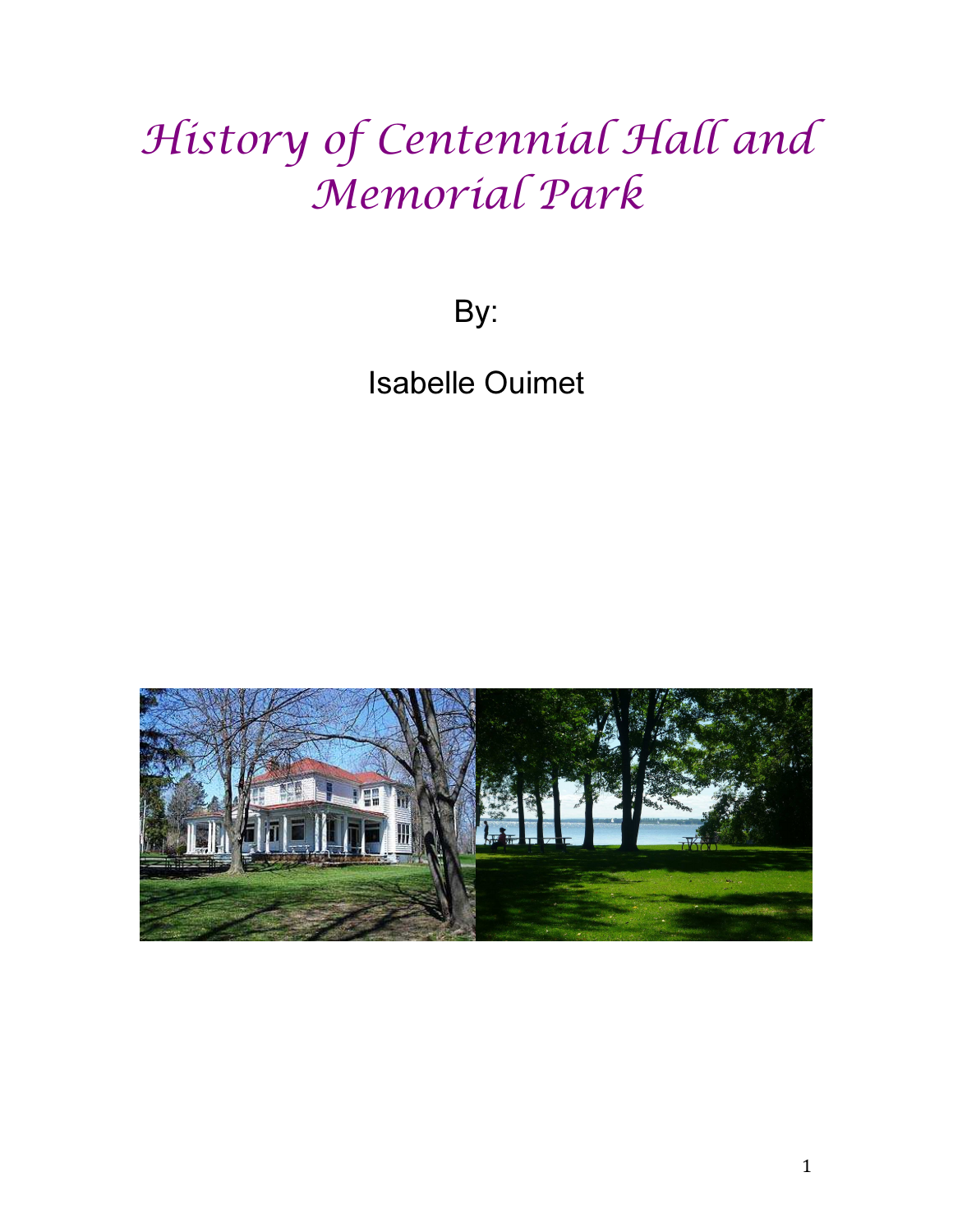# History of Centennial Hall and Memorial Park

By:

Isabelle Ouimet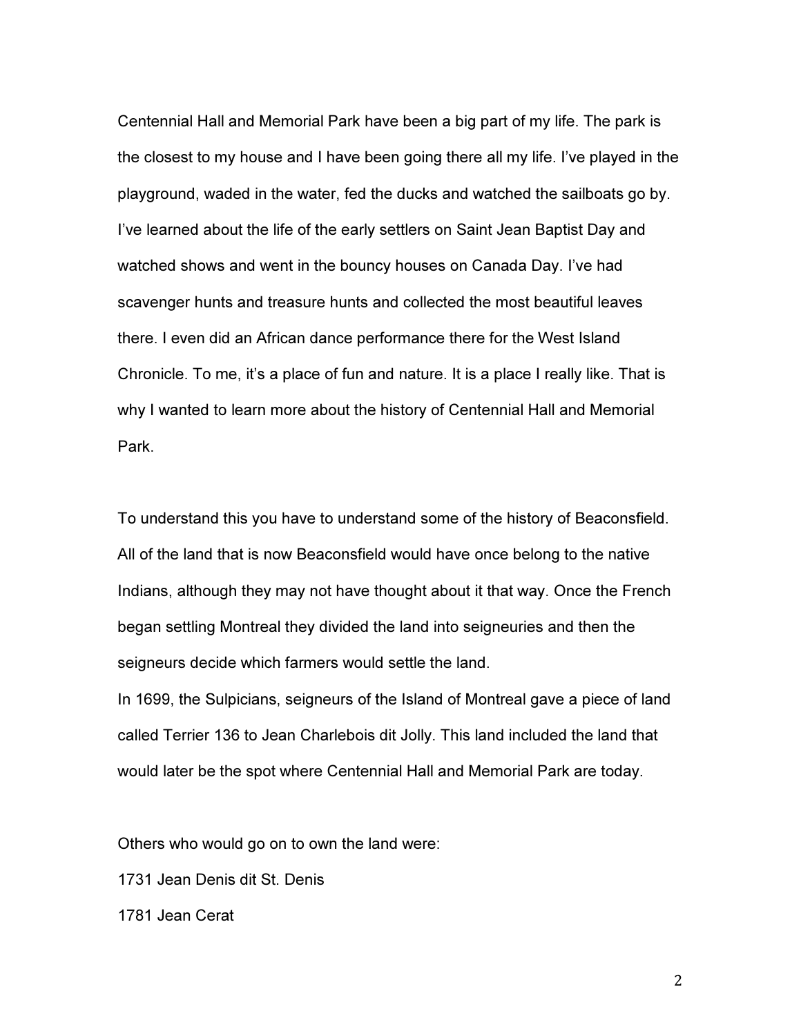Centennial Hall and Memorial Park have been a big part of my life. The park is the closest to my house and I have been going there all my life. I've played in the playground, waded in the water, fed the ducks and watched the sailboats go by. I've learned about the life of the early settlers on Saint Jean Baptist Day and watched shows and went in the bouncy houses on Canada Day. I've had scavenger hunts and treasure hunts and collected the most beautiful leaves there. I even did an African dance performance there for the West Island Chronicle. To me, it's a place of fun and nature. It is a place I really like. That is why I wanted to learn more about the history of Centennial Hall and Memorial Park.

To understand this you have to understand some of the history of Beaconsfield. All of the land that is now Beaconsfield would have once belong to the native Indians, although they may not have thought about it that way. Once the French began settling Montreal they divided the land into seigneuries and then the seigneurs decide which farmers would settle the land.

In 1699, the Sulpicians, seigneurs of the Island of Montreal gave a piece of land called Terrier 136 to Jean Charlebois dit Jolly. This land included the land that would later be the spot where Centennial Hall and Memorial Park are today.

Others who would go on to own the land were:

1731 Jean Denis dit St. Denis

1781 Jean Cerat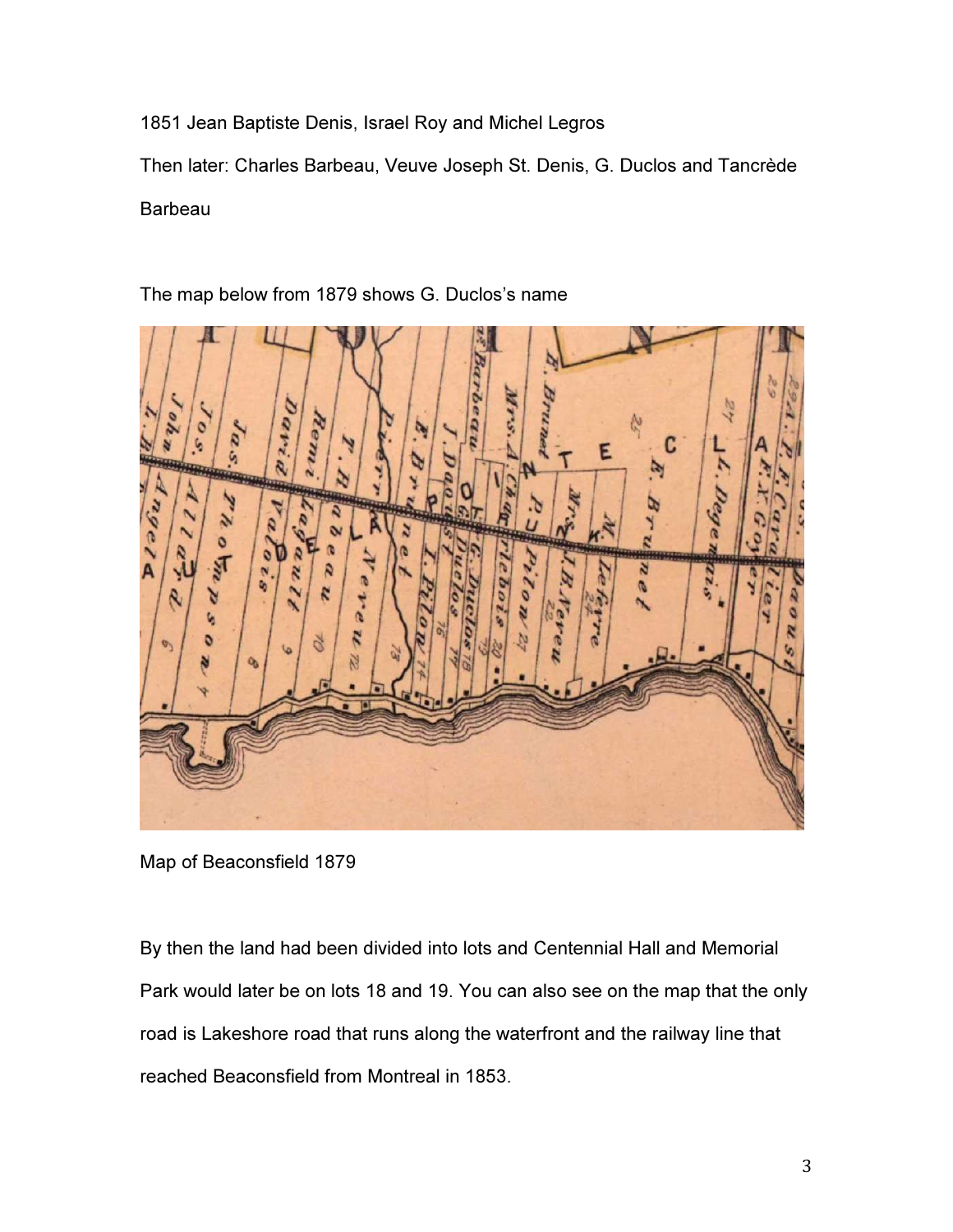1851 Jean Baptiste Denis, Israel Roy and Michel Legros

Then later: Charles Barbeau, Veuve Joseph St. Denis, G. Duclos and Tancrède Barbeau

The map below from 1879 shows G. Duclos's name

Map of Beaconsfield 1879

By then the land had been divided into lots and Centennial Hall and Memorial Park would later be on lots 18 and 19. You can also see on the map that the only road is Lakeshore road that runs along the waterfront and the railway line that reached Beaconsfield from Montreal in 1853.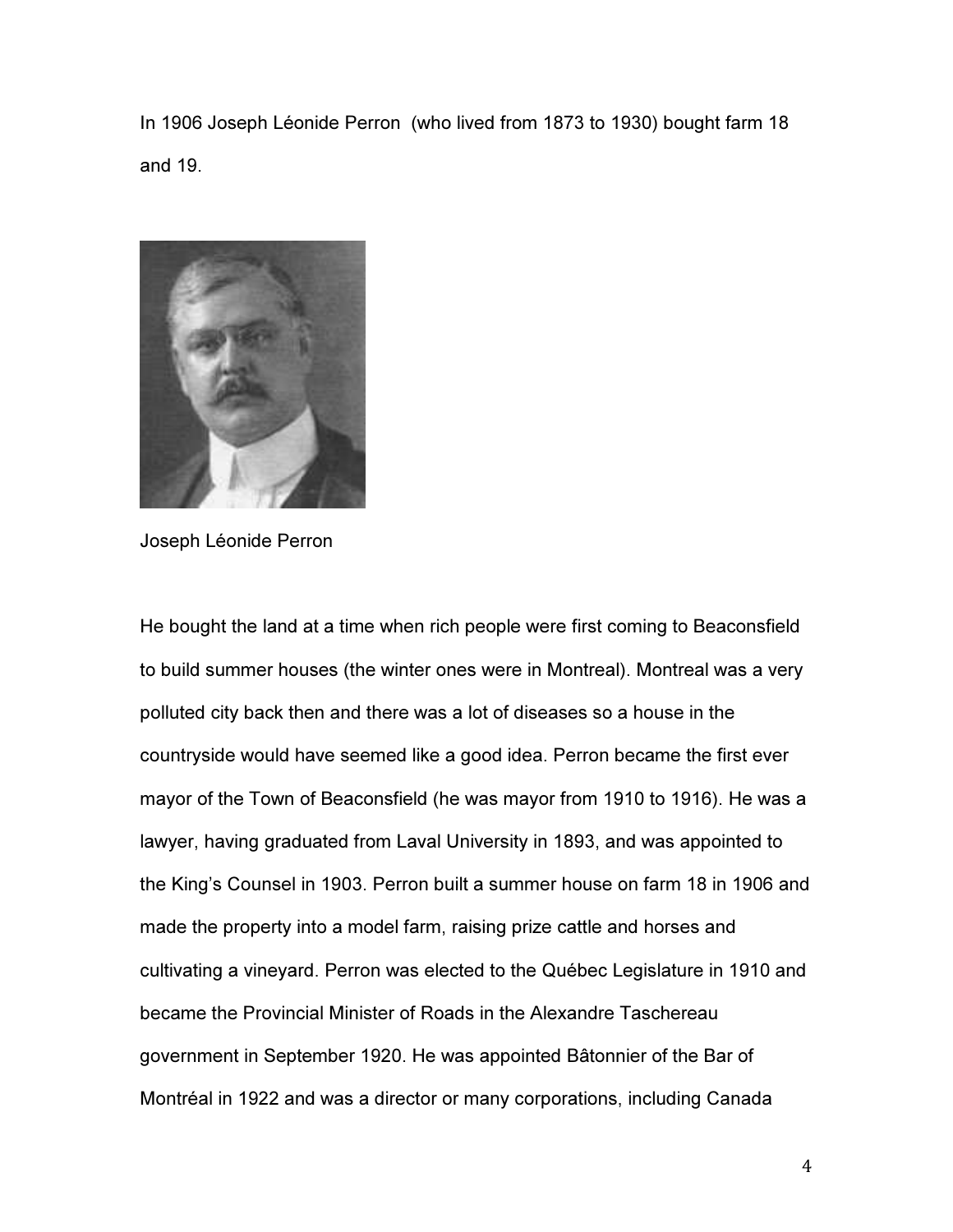In 1906 Joseph Léonide Perron (who lived from 1873 to 1930) bought farm 18 and 19.

Joseph Léonide Perron

He bought the land at a time when rich people were first coming to Beaconsfield to build summer houses (the winter ones were in Montreal). Montreal was a very polluted city back then and there was a lot of diseases so a house in the countryside would have seemed like a good idea. Perron became the first ever mayor of the Town of Beaconsfield (he was mayor from 1910 to 1916). He was a lawyer, having graduated from Laval University in 1893, and was appointed to the King's Counsel in 1903. Perron built a summer house on farm 18 in 1906 and made the property into a model farm, raising prize cattle and horses and cultivating a vineyard. Perron was elected to the Québec Legislature in 1910 and became the Provincial Minister of Roads in the Alexandre Taschereau government in September 1920. He was appointed Bâtonnier of the Bar of Montréal in 1922 and was a director or many corporations, including Canada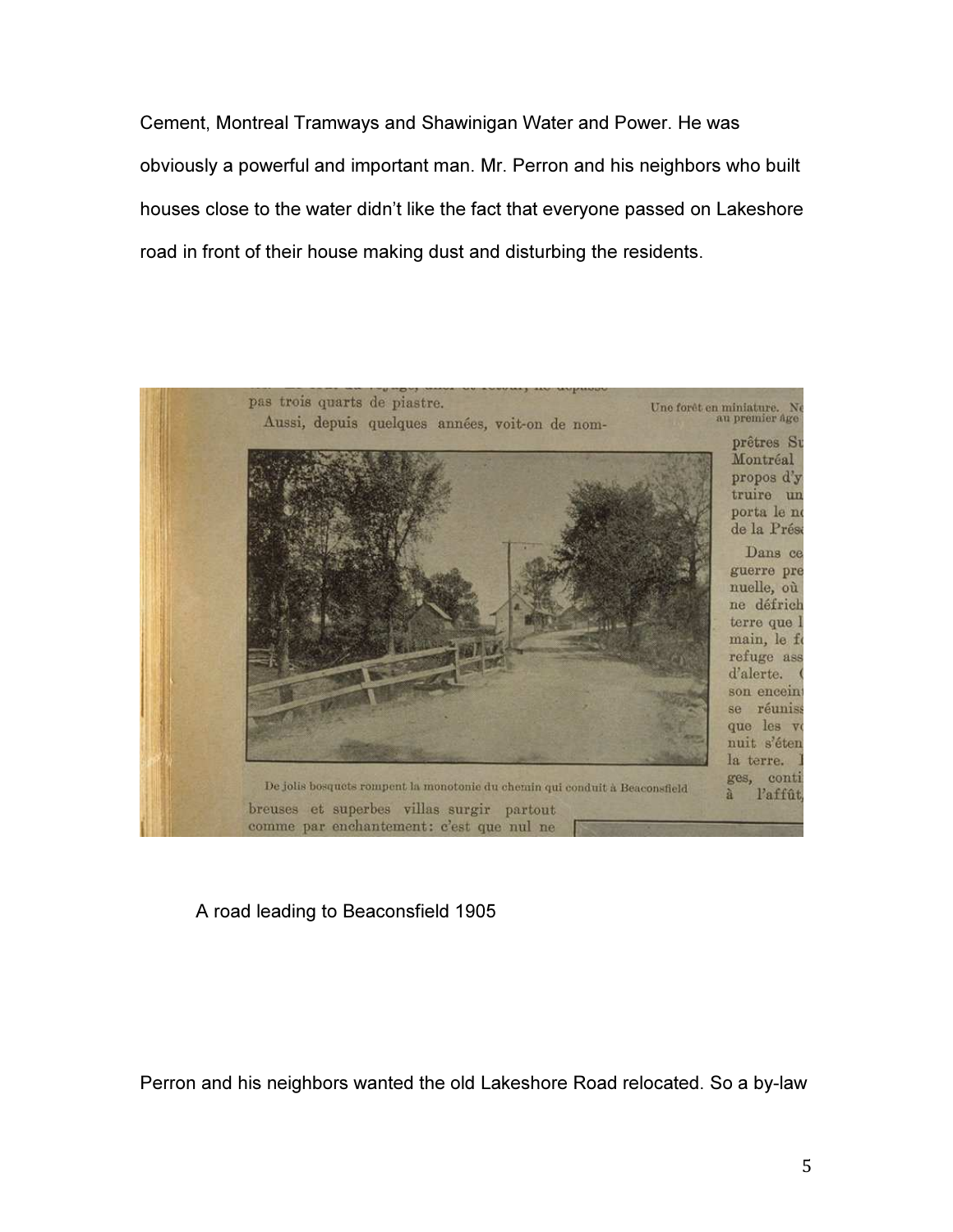Cement, Montreal Tramways and Shawinigan Water and Power. He was obviously a powerful and important man. Mr. Perron and his neighbors who built houses close to the water didn't like the fact that everyone passed on Lakeshore road in front of their house making dust and disturbing the residents.

A road leading to Beaconsfield 1905

Perron and his neighbors wanted the old Lakeshore Road relocated. So a by-law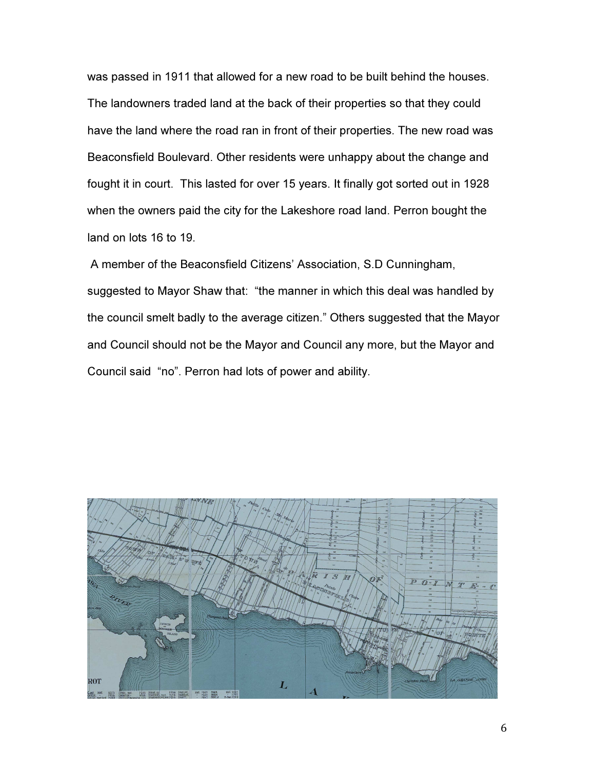was passed in 1911 that allowed for a new road to be built behind the houses. The landowners traded land at the back of their properties so that they could have the land where the road ran in front of their properties. The new road was Beaconsfield Boulevard. Other residents were unhappy about the change and fought it in court. This lasted for over 15 years. It finally got sorted out in 1928 when the owners paid the city for the Lakeshore road land. Perron bought the land on lots 16 to 19.

A member of the Beaconsfield Citizens' Association, S.D Cunningham, suggested to Mayor Shaw that: "the manner in which this deal was handled by the council smelt badly to the average citizen." Others suggested that the Mayor and Council should not be the Mayor and Council any more, but the Mayor and Council said "no". Perron had lots of power and ability.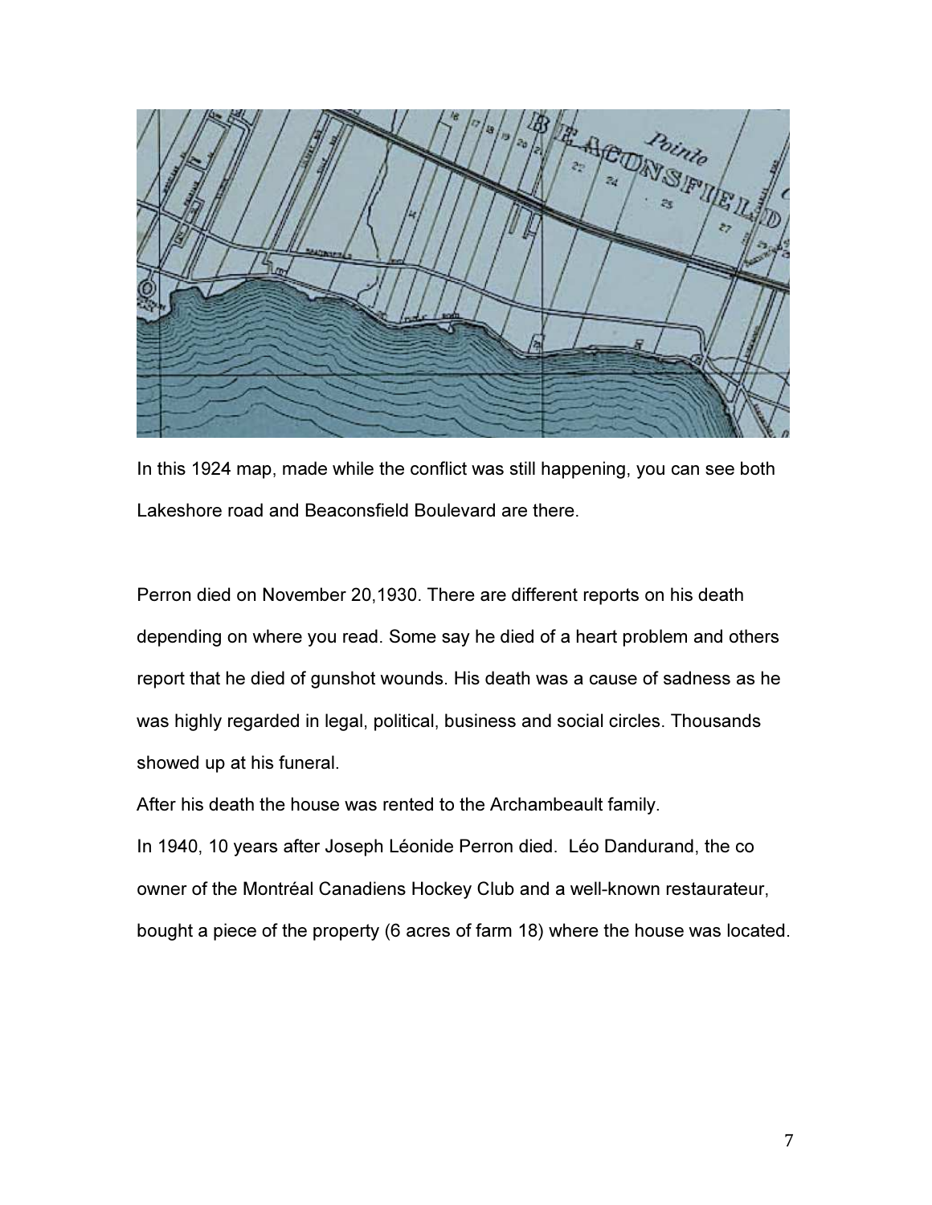In this 1924 map, made while the conflict was still happening, you can see both Lakeshore road and Beaconsfield Boulevard are there.

Perron died on November 20,1930. There are different reports on his death depending on where you read. Some say he died of a heart problem and others report that he died of gunshot wounds. His death was a cause of sadness as he was highly regarded in legal, political, business and social circles. Thousands showed up at his funeral.

After his death the house was rented to the Archambeault family.

In 1940, 10 years after Joseph Léonide Perron died. Léo Dandurand, the co owner of the Montréal Canadiens Hockey Club and a well-known restaurateur, bought a piece of the property (6 acres of farm 18) where the house was located.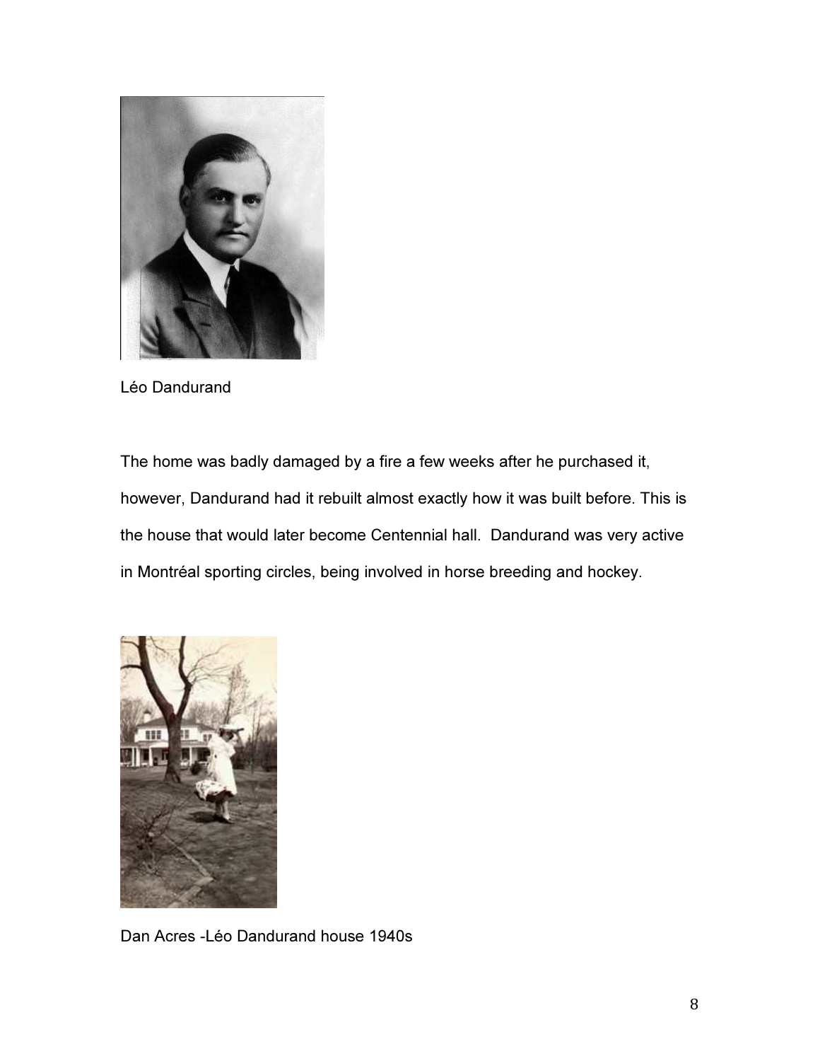Léo Dandurand

The home was badly damaged by a fire a few weeks after he purchased it, however, Dandurand had it rebuilt almost exactly how it was built before. This is the house that would later become Centennial hall. Dandurand was very active in Montréal sporting circles, being involved in horse breeding and hockey.

Dan Acres -Léo Dandurand house 1940s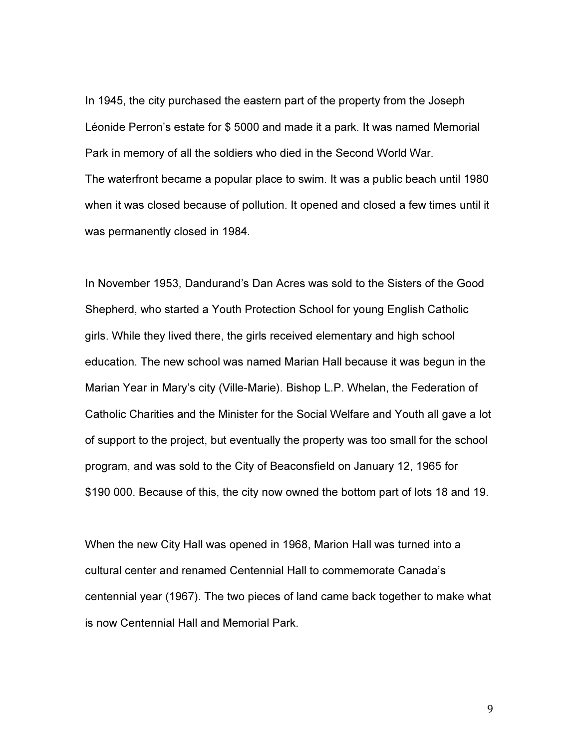In 1945, the city purchased the eastern part of the property from the Joseph Léonide Perron's estate for $ 5000 and made it a park. It was named Memorial Park in memory of all the soldiers who died in the Second World War.
The waterfront became a popular place to swim. It was a public beach until 1980 when it was closed because of pollution. It opened and closed a few times until it was permanently closed in 1984.

In November 1953, Dandurand's Dan Acres was sold to the Sisters of the Good Shepherd, who started a Youth Protection School for young English Catholic girls. While they lived there, the girls received elementary and high school education. The new school was named Marian Hall because it was begun in the Marian Year in Mary's city (Ville-Marie). Bishop L.P. Whelan, the Federation of Catholic Charities and the Minister for the Social Welfare and Youth all gave a lot of support to the project, but eventually the property was too small for the school program, and was sold to the City of Beaconsfield on January 12, 1965 for $190 000. Because of this, the city now owned the bottom part of lots 18 and 19.

When the new City Hall was opened in 1968, Marion Hall was turned into a cultural center and renamed Centennial Hall to commemorate Canada's centennial year (1967). The two pieces of land came back together to make what is now Centennial Hall and Memorial Park.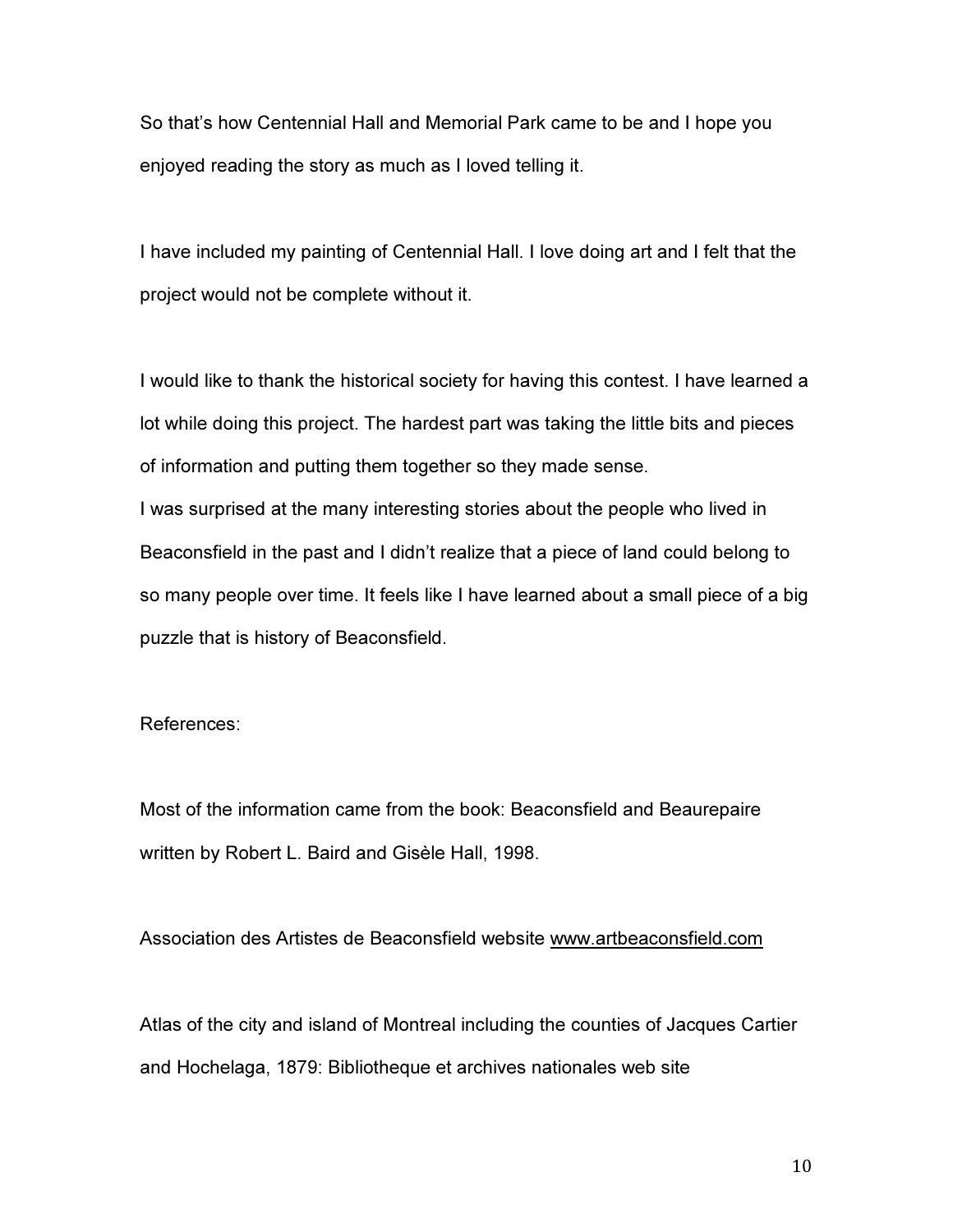So that's how Centennial Hall and Memorial Park came to be and I hope you enjoyed reading the story as much as I loved telling it.

I have included my painting of Centennial Hall. I love doing art and I felt that the project would not be complete without it.

I would like to thank the historical society for having this contest. I have learned a lot while doing this project. The hardest part was taking the little bits and pieces of information and putting them together so they made sense.
I was surprised at the many interesting stories about the people who lived in Beaconsfield in the past and I didn't realize that a piece of land could belong to so many people over time. It feels like I have learned about a small piece of a big puzzle that is history of Beaconsfield.

References:

Most of the information came from the book: Beaconsfield and Beaurepaire written by Robert L. Baird and Gisèle Hall, 1998.

Association des Artistes de Beaconsfield website www.artbeaconsfield.com

Atlas of the city and island of Montreal including the counties of Jacques Cartier and Hochelaga, 1879: Bibliotheque et archives nationales web site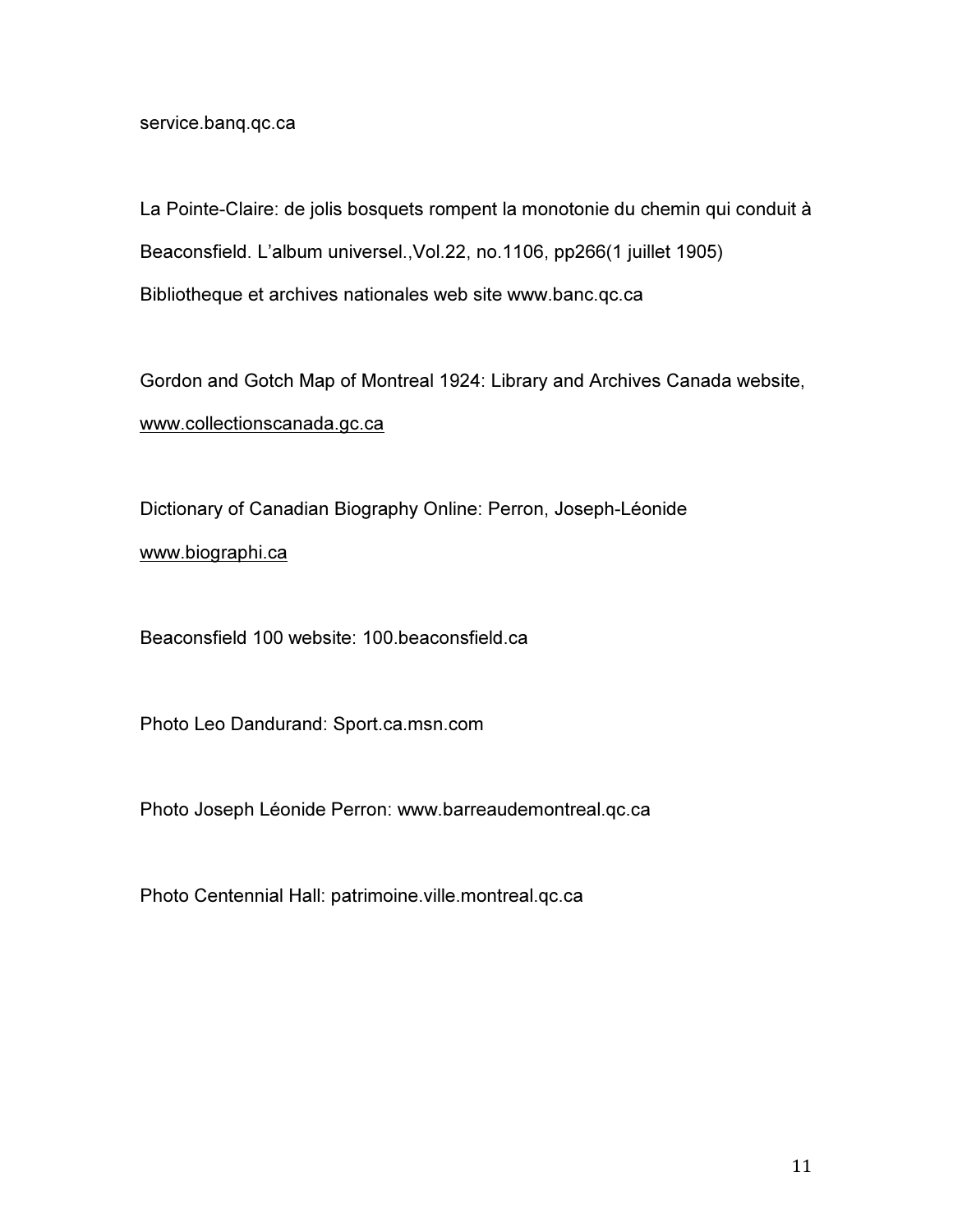service.banq.qc.ca

La Pointe-Claire: de jolis bosquets rompent la monotonie du chemin qui conduit à Beaconsfield. L'album universel.,Vol.22, no.1106, pp266(1 juillet 1905) Bibliotheque et archives nationales web site www.banc.qc.ca

Gordon and Gotch Map of Montreal 1924: Library and Archives Canada website, www.collectionscanada.gc.ca

Dictionary of Canadian Biography Online: Perron, Joseph-Léonide www.biographi.ca

Beaconsfield 100 website: 100.beaconsfield.ca

Photo Leo Dandurand: Sport.ca.msn.com

Photo Joseph Léonide Perron: www.barreaudemontreal.qc.ca

Photo Centennial Hall: patrimoine.ville.montreal.qc.ca